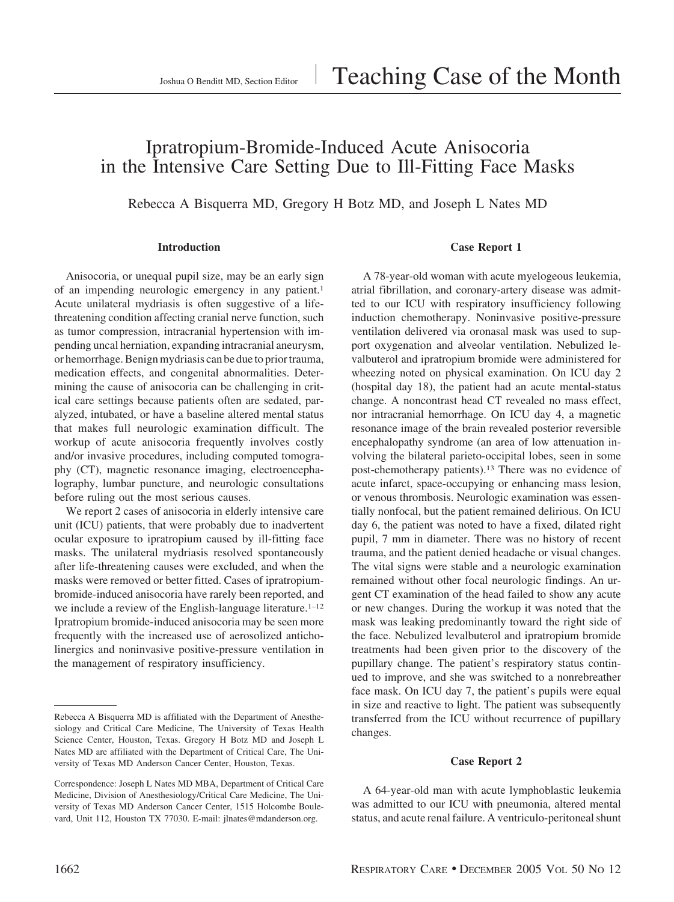# Ipratropium-Bromide-Induced Acute Anisocoria in the Intensive Care Setting Due to Ill-Fitting Face Masks

Rebecca A Bisquerra MD, Gregory H Botz MD, and Joseph L Nates MD

## Introduction

Anisocoria, or unequal pupil size, may be an early sign of an impending neurologic emergency in any patient.[1] Acute unilateral mydriasis is often suggestive of a life-threatening condition affecting cranial nerve function, such as tumor compression, intracranial hypertension with impending uncal herniation, expanding intracranial aneurysm, or hemorrhage. Benign mydriasis can be due to prior trauma, medication effects, and congenital abnormalities. Determining the cause of anisocoria can be challenging in critical care settings because patients often are sedated, paralyzed, intubated, or have a baseline altered mental status that makes full neurologic examination difficult. The workup of acute anisocoria frequently involves costly and/or invasive procedures, including computed tomography (CT), magnetic resonance imaging, electroencephalography, lumbar puncture, and neurologic consultations before ruling out the most serious causes.

We report 2 cases of anisocoria in elderly intensive care unit (ICU) patients, that were probably due to inadvertent ocular exposure to ipratropium caused by ill-fitting face masks. The unilateral mydriasis resolved spontaneously after life-threatening causes were excluded, and when the masks were removed or better fitted. Cases of ipratropium-bromide-induced anisocoria have rarely been reported, and we include a review of the English-language literature.[1–12] Ipratropium bromide-induced anisocoria may be seen more frequently with the increased use of aerosolized anticholinergics and noninvasive positive-pressure ventilation in the management of respiratory insufficiency.

Rebecca A Bisquerra MD is affiliated with the Department of Anesthesiology and Critical Care Medicine, The University of Texas Health Science Center, Houston, Texas. Gregory H Botz MD and Joseph L Nates MD are affiliated with the Department of Critical Care, The University of Texas MD Anderson Cancer Center, Houston, Texas.

Correspondence: Joseph L Nates MD MBA, Department of Critical Care Medicine, Division of Anesthesiology/Critical Care Medicine, The University of Texas MD Anderson Cancer Center, 1515 Holcombe Boulevard, Unit 112, Houston TX 77030. E-mail: jlnates@mdanderson.org.

## Case Report 1

A 78-year-old woman with acute myelogeous leukemia, atrial fibrillation, and coronary-artery disease was admitted to our ICU with respiratory insufficiency following induction chemotherapy. Noninvasive positive-pressure ventilation delivered via oronasal mask was used to support oxygenation and alveolar ventilation. Nebulized levalbuterol and ipratropium bromide were administered for wheezing noted on physical examination. On ICU day 2 (hospital day 18), the patient had an acute mental-status change. A noncontrast head CT revealed no mass effect, nor intracranial hemorrhage. On ICU day 4, a magnetic resonance image of the brain revealed posterior reversible encephalopathy syndrome (an area of low attenuation involving the bilateral parieto-occipital lobes, seen in some post-chemotherapy patients).[13] There was no evidence of acute infarct, space-occupying or enhancing mass lesion, or venous thrombosis. Neurologic examination was essentially nonfocal, but the patient remained delirious. On ICU day 6, the patient was noted to have a fixed, dilated right pupil, 7 mm in diameter. There was no history of recent trauma, and the patient denied headache or visual changes. The vital signs were stable and a neurologic examination remained without other focal neurologic findings. An urgent CT examination of the head failed to show any acute or new changes. During the workup it was noted that the mask was leaking predominantly toward the right side of the face. Nebulized levalbuterol and ipratropium bromide treatments had been given prior to the discovery of the pupillary change. The patient's respiratory status continued to improve, and she was switched to a nonrebreather face mask. On ICU day 7, the patient's pupils were equal in size and reactive to light. The patient was subsequently transferred from the ICU without recurrence of pupillary changes.

## Case Report 2

A 64-year-old man with acute lymphoblastic leukemia was admitted to our ICU with pneumonia, altered mental status, and acute renal failure. A ventriculo-peritoneal shunt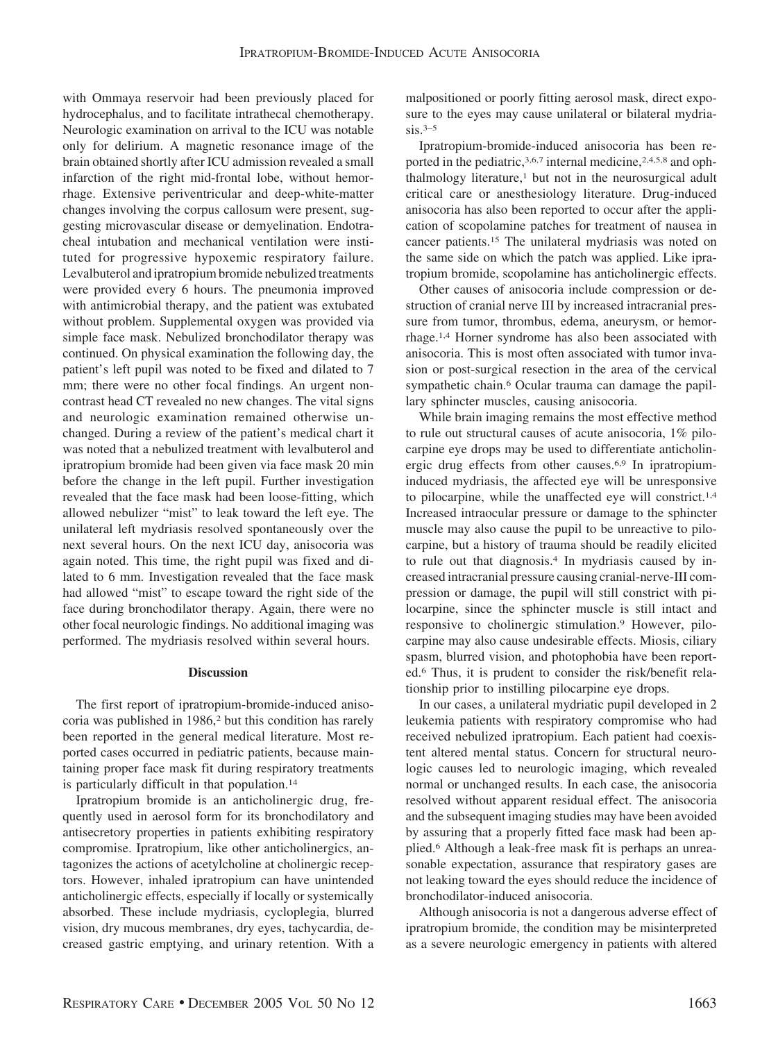with Ommaya reservoir had been previously placed for hydrocephalus, and to facilitate intrathecal chemotherapy. Neurologic examination on arrival to the ICU was notable only for delirium. A magnetic resonance image of the brain obtained shortly after ICU admission revealed a small infarction of the right mid-frontal lobe, without hemorrhage. Extensive periventricular and deep-white-matter changes involving the corpus callosum were present, suggesting microvascular disease or demyelination. Endotracheal intubation and mechanical ventilation were instituted for progressive hypoxemic respiratory failure. Levalbuterol and ipratropium bromide nebulized treatments were provided every 6 hours. The pneumonia improved with antimicrobial therapy, and the patient was extubated without problem. Supplemental oxygen was provided via simple face mask. Nebulized bronchodilator therapy was continued. On physical examination the following day, the patient's left pupil was noted to be fixed and dilated to 7 mm; there were no other focal findings. An urgent noncontrast head CT revealed no new changes. The vital signs and neurologic examination remained otherwise unchanged. During a review of the patient's medical chart it was noted that a nebulized treatment with levalbuterol and ipratropium bromide had been given via face mask 20 min before the change in the left pupil. Further investigation revealed that the face mask had been loose-fitting, which allowed nebulizer "mist" to leak toward the left eye. The unilateral left mydriasis resolved spontaneously over the next several hours. On the next ICU day, anisocoria was again noted. This time, the right pupil was fixed and dilated to 6 mm. Investigation revealed that the face mask had allowed "mist" to escape toward the right side of the face during bronchodilator therapy. Again, there were no other focal neurologic findings. No additional imaging was performed. The mydriasis resolved within several hours.

## Discussion

The first report of ipratropium-bromide-induced anisocoria was published in 1986,[2] but this condition has rarely been reported in the general medical literature. Most reported cases occurred in pediatric patients, because maintaining proper face mask fit during respiratory treatments is particularly difficult in that population.[14]

Ipratropium bromide is an anticholinergic drug, frequently used in aerosol form for its bronchodilatory and antisecretory properties in patients exhibiting respiratory compromise. Ipratropium, like other anticholinergics, antagonizes the actions of acetylcholine at cholinergic receptors. However, inhaled ipratropium can have unintended anticholinergic effects, especially if locally or systemically absorbed. These include mydriasis, cycloplegia, blurred vision, dry mucous membranes, dry eyes, tachycardia, decreased gastric emptying, and urinary retention. With a malpositioned or poorly fitting aerosol mask, direct exposure to the eyes may cause unilateral or bilateral mydriasis.[3–5]

Ipratropium-bromide-induced anisocoria has been reported in the pediatric,[3,6,7] internal medicine,[2,4,5,8] and ophthalmology literature,[1] but not in the neurosurgical adult critical care or anesthesiology literature. Drug-induced anisocoria has also been reported to occur after the application of scopolamine patches for treatment of nausea in cancer patients.[15] The unilateral mydriasis was noted on the same side on which the patch was applied. Like ipratropium bromide, scopolamine has anticholinergic effects.

Other causes of anisocoria include compression or destruction of cranial nerve III by increased intracranial pressure from tumor, thrombus, edema, aneurysm, or hemorrhage.[1,4] Horner syndrome has also been associated with anisocoria. This is most often associated with tumor invasion or post-surgical resection in the area of the cervical sympathetic chain.[6] Ocular trauma can damage the papillary sphincter muscles, causing anisocoria.

While brain imaging remains the most effective method to rule out structural causes of acute anisocoria, 1% pilocarpine eye drops may be used to differentiate anticholinergic drug effects from other causes.[6,9] In ipratropium-induced mydriasis, the affected eye will be unresponsive to pilocarpine, while the unaffected eye will constrict.[1,4] Increased intraocular pressure or damage to the sphincter muscle may also cause the pupil to be unreactive to pilocarpine, but a history of trauma should be readily elicited to rule out that diagnosis.[4] In mydriasis caused by increased intracranial pressure causing cranial-nerve-III compression or damage, the pupil will still constrict with pilocarpine, since the sphincter muscle is still intact and responsive to cholinergic stimulation.[9] However, pilocarpine may also cause undesirable effects. Miosis, ciliary spasm, blurred vision, and photophobia have been reported.[6] Thus, it is prudent to consider the risk/benefit relationship prior to instilling pilocarpine eye drops.

In our cases, a unilateral mydriatic pupil developed in 2 leukemia patients with respiratory compromise who had received nebulized ipratropium. Each patient had coexistent altered mental status. Concern for structural neurologic causes led to neurologic imaging, which revealed normal or unchanged results. In each case, the anisocoria resolved without apparent residual effect. The anisocoria and the subsequent imaging studies may have been avoided by assuring that a properly fitted face mask had been applied.[6] Although a leak-free mask fit is perhaps an unreasonable expectation, assurance that respiratory gases are not leaking toward the eyes should reduce the incidence of bronchodilator-induced anisocoria.

Although anisocoria is not a dangerous adverse effect of ipratropium bromide, the condition may be misinterpreted as a severe neurologic emergency in patients with altered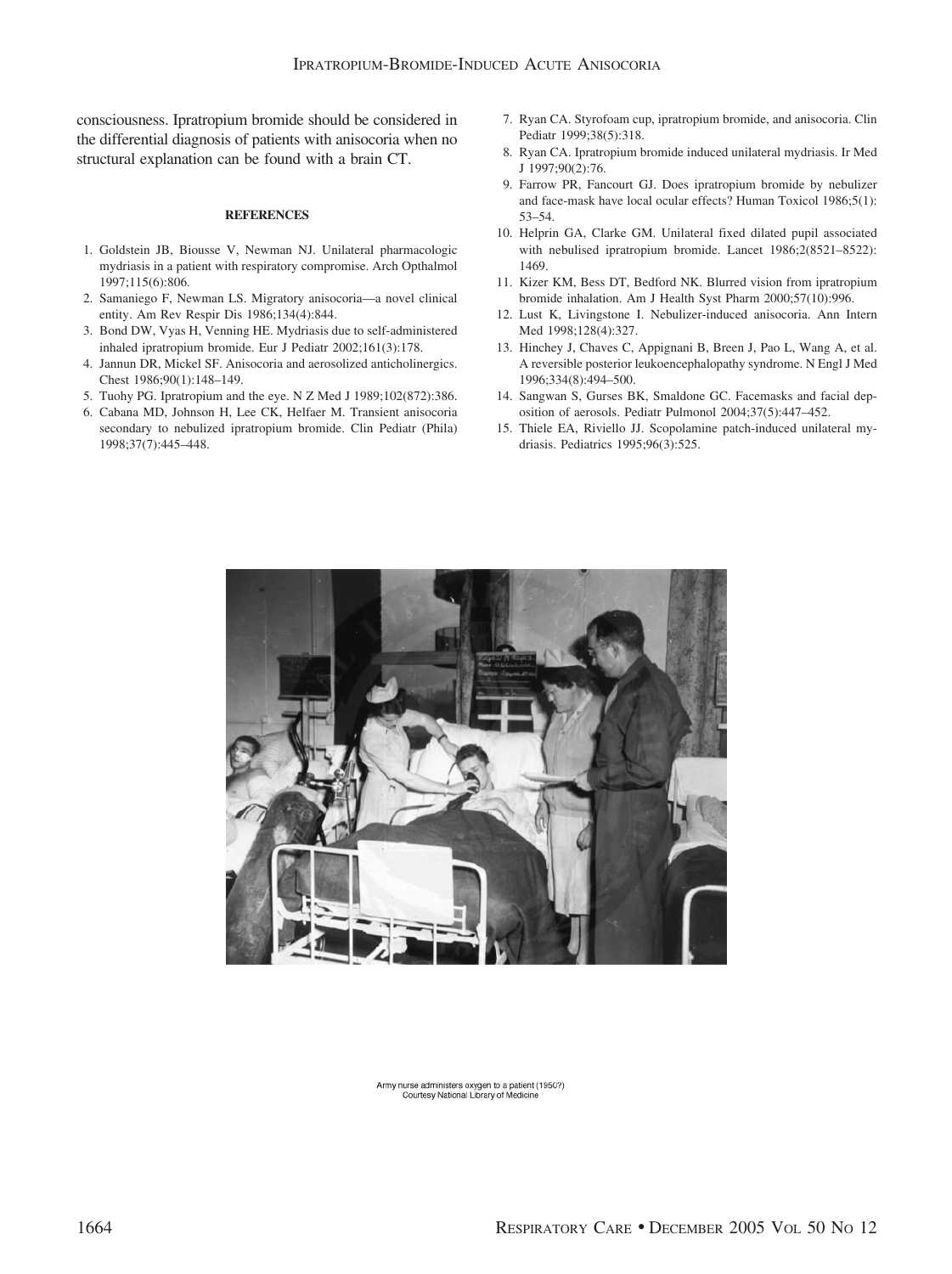consciousness. Ipratropium bromide should be considered in the differential diagnosis of patients with anisocoria when no structural explanation can be found with a brain CT.

#### REFERENCES

1. Goldstein JB, Biousse V, Newman NJ. Unilateral pharmacologic mydriasis in a patient with respiratory compromise. Arch Opthalmol 1997;115(6):806.
2. Samaniego F, Newman LS. Migratory anisocoria—a novel clinical entity. Am Rev Respir Dis 1986;134(4):844.
3. Bond DW, Vyas H, Venning HE. Mydriasis due to self-administered inhaled ipratropium bromide. Eur J Pediatr 2002;161(3):178.
4. Jannun DR, Mickel SF. Anisocoria and aerosolized anticholinergics. Chest 1986;90(1):148–149.
5. Tuohy PG. Ipratropium and the eye. N Z Med J 1989;102(872):386.
6. Cabana MD, Johnson H, Lee CK, Helfaer M. Transient anisocoria secondary to nebulized ipratropium bromide. Clin Pediatr (Phila) 1998;37(7):445–448.
7. Ryan CA. Styrofoam cup, ipratropium bromide, and anisocoria. Clin Pediatr 1999;38(5):318.
8. Ryan CA. Ipratropium bromide induced unilateral mydriasis. Ir Med J 1997;90(2):76.
9. Farrow PR, Fancourt GJ. Does ipratropium bromide by nebulizer and face-mask have local ocular effects? Human Toxicol 1986;5(1): 53–54.
10. Helprin GA, Clarke GM. Unilateral fixed dilated pupil associated with nebulised ipratropium bromide. Lancet 1986;2(8521–8522): 1469.
11. Kizer KM, Bess DT, Bedford NK. Blurred vision from ipratropium bromide inhalation. Am J Health Syst Pharm 2000;57(10):996.
12. Lust K, Livingstone I. Nebulizer-induced anisocoria. Ann Intern Med 1998;128(4):327.
13. Hinchey J, Chaves C, Appignani B, Breen J, Pao L, Wang A, et al. A reversible posterior leukoencephalopathy syndrome. N Engl J Med 1996;334(8):494–500.
14. Sangwan S, Gurses BK, Smaldone GC. Facemasks and facial deposition of aerosols. Pediatr Pulmonol 2004;37(5):447–452.
15. Thiele EA, Riviello JJ. Scopolamine patch-induced unilateral mydriasis. Pediatrics 1995;96(3):525.

Army nurse administers oxygen to a patient (1950?)
Courtesy National Library of Medicine